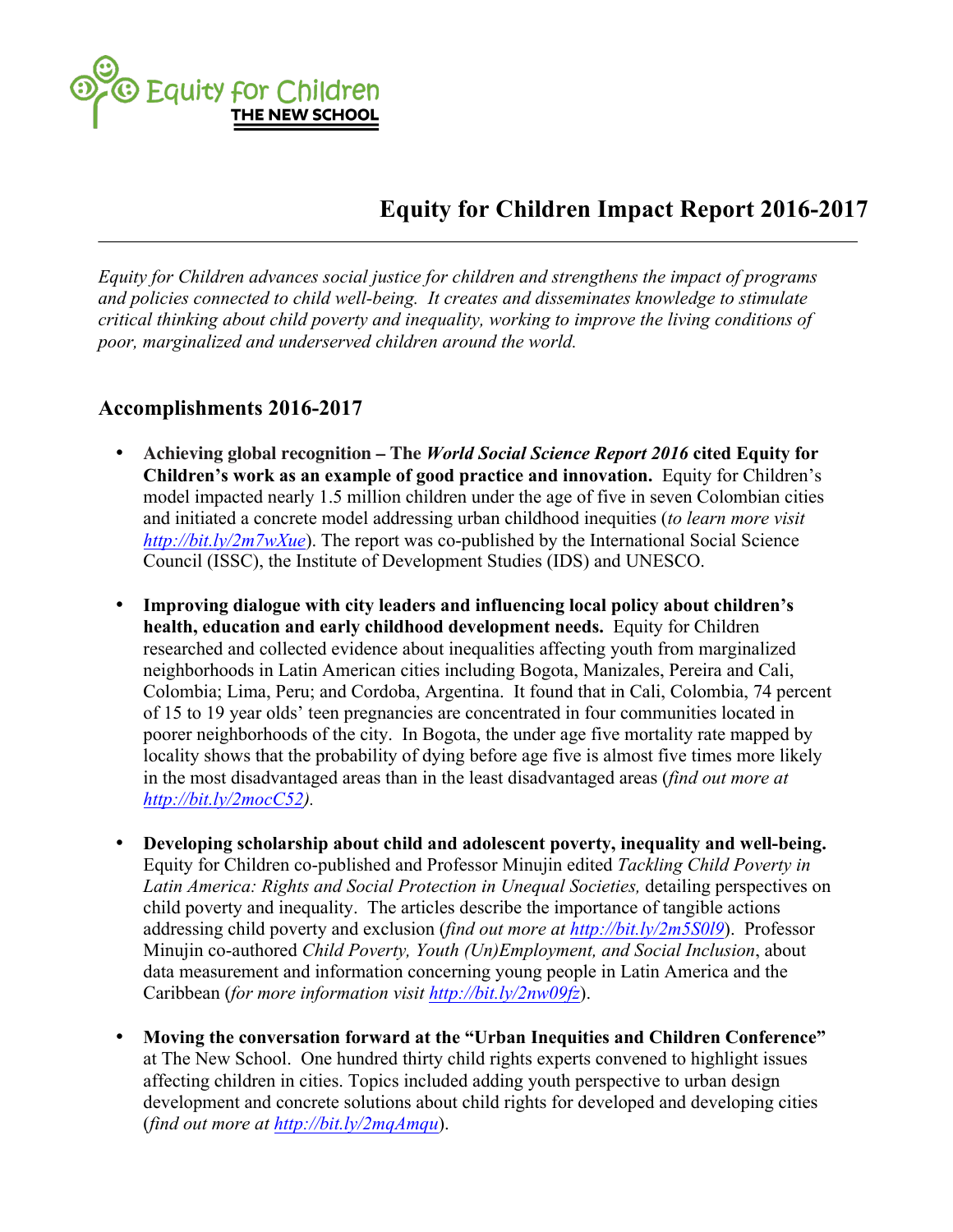Equity for Children
THE NEW SCHOOL

# Equity for Children Impact Report 2016-2017

*Equity for Children advances social justice for children and strengthens the impact of programs and policies connected to child well-being. It creates and disseminates knowledge to stimulate critical thinking about child poverty and inequality, working to improve the living conditions of poor, marginalized and underserved children around the world.*

## Accomplishments 2016-2017

- **Achieving global recognition – The *World Social Science Report 2016* cited Equity for Children's work as an example of good practice and innovation.** Equity for Children's model impacted nearly 1.5 million children under the age of five in seven Colombian cities and initiated a concrete model addressing urban childhood inequities (*to learn more visit http://bit.ly/2m7wXue*). The report was co-published by the International Social Science Council (ISSC), the Institute of Development Studies (IDS) and UNESCO.

- **Improving dialogue with city leaders and influencing local policy about children's health, education and early childhood development needs.** Equity for Children researched and collected evidence about inequalities affecting youth from marginalized neighborhoods in Latin American cities including Bogota, Manizales, Pereira and Cali, Colombia; Lima, Peru; and Cordoba, Argentina. It found that in Cali, Colombia, 74 percent of 15 to 19 year olds' teen pregnancies are concentrated in four communities located in poorer neighborhoods of the city. In Bogota, the under age five mortality rate mapped by locality shows that the probability of dying before age five is almost five times more likely in the most disadvantaged areas than in the least disadvantaged areas (*find out more at http://bit.ly/2mocC52*).

- **Developing scholarship about child and adolescent poverty, inequality and well-being.** Equity for Children co-published and Professor Minujin edited *Tackling Child Poverty in Latin America: Rights and Social Protection in Unequal Societies,* detailing perspectives on child poverty and inequality. The articles describe the importance of tangible actions addressing child poverty and exclusion (*find out more at http://bit.ly/2m5S0l9*). Professor Minujin co-authored *Child Poverty, Youth (Un)Employment, and Social Inclusion*, about data measurement and information concerning young people in Latin America and the Caribbean (*for more information visit http://bit.ly/2nw09fz*).

- **Moving the conversation forward at the "Urban Inequities and Children Conference"** at The New School. One hundred thirty child rights experts convened to highlight issues affecting children in cities. Topics included adding youth perspective to urban design development and concrete solutions about child rights for developed and developing cities (*find out more at http://bit.ly/2mqAmqu*).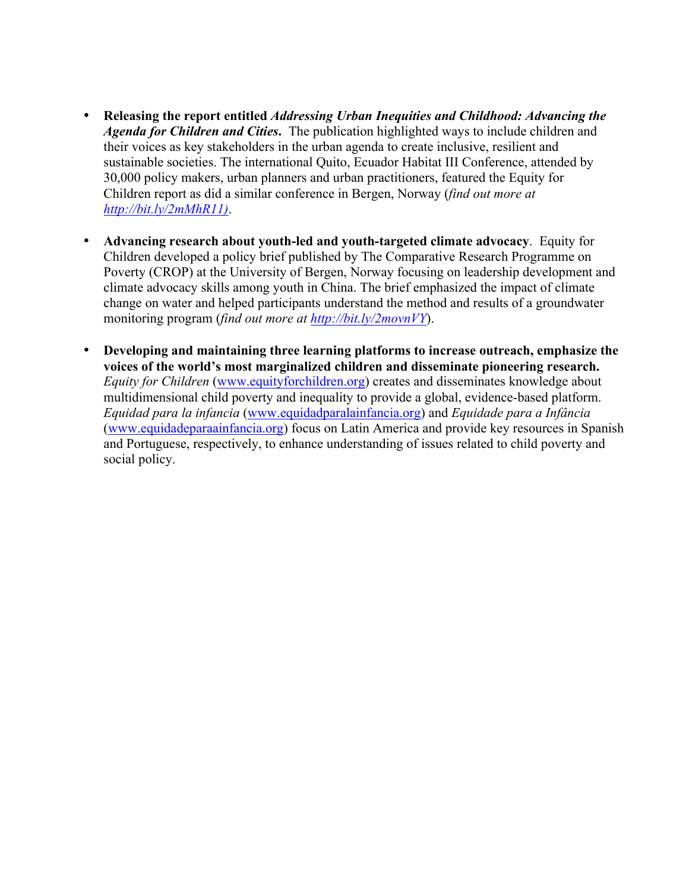- **Releasing the report entitled *Addressing Urban Inequities and Childhood: Advancing the Agenda for Children and Cities*.** The publication highlighted ways to include children and their voices as key stakeholders in the urban agenda to create inclusive, resilient and sustainable societies. The international Quito, Ecuador Habitat III Conference, attended by 30,000 policy makers, urban planners and urban practitioners, featured the Equity for Children report as did a similar conference in Bergen, Norway (*find out more at http://bit.ly/2mMhR11)*.

- **Advancing research about youth-led and youth-targeted climate advocacy**. Equity for Children developed a policy brief published by The Comparative Research Programme on Poverty (CROP) at the University of Bergen, Norway focusing on leadership development and climate advocacy skills among youth in China. The brief emphasized the impact of climate change on water and helped participants understand the method and results of a groundwater monitoring program (*find out more at http://bit.ly/2movnVY*).

- **Developing and maintaining three learning platforms to increase outreach, emphasize the voices of the world's most marginalized children and disseminate pioneering research.** *Equity for Children* (www.equityforchildren.org) creates and disseminates knowledge about multidimensional child poverty and inequality to provide a global, evidence-based platform. *Equidad para la infancia* (www.equidadparalainfancia.org) and *Equidade para a Infância* (www.equidadeparaainfancia.org) focus on Latin America and provide key resources in Spanish and Portuguese, respectively, to enhance understanding of issues related to child poverty and social policy.